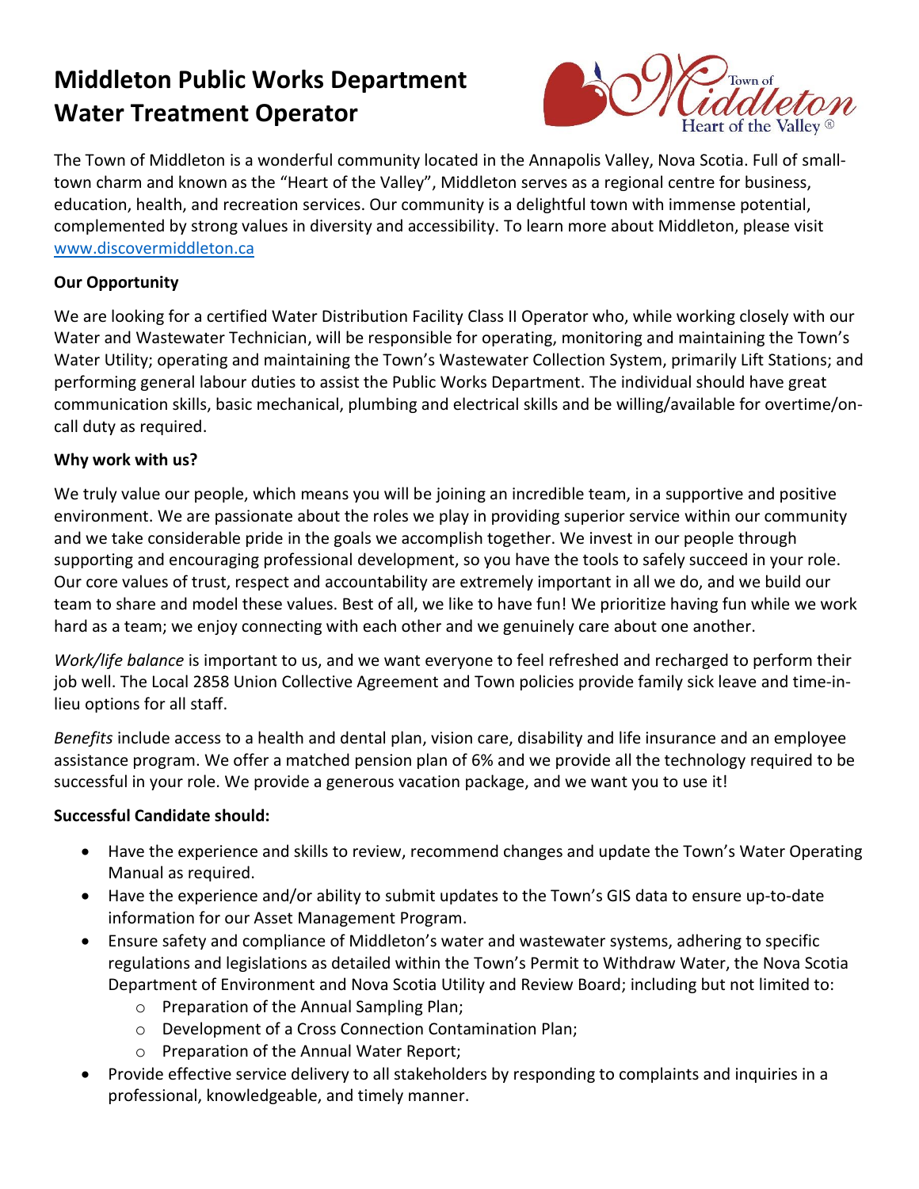# Middleton Public Works Department
# Water Treatment Operator

The Town of Middleton is a wonderful community located in the Annapolis Valley, Nova Scotia. Full of small-town charm and known as the "Heart of the Valley", Middleton serves as a regional centre for business, education, health, and recreation services. Our community is a delightful town with immense potential, complemented by strong values in diversity and accessibility. To learn more about Middleton, please visit [www.discovermiddleton.ca](www.discovermiddleton.ca)

**Our Opportunity**

We are looking for a certified Water Distribution Facility Class II Operator who, while working closely with our Water and Wastewater Technician, will be responsible for operating, monitoring and maintaining the Town's Water Utility; operating and maintaining the Town's Wastewater Collection System, primarily Lift Stations; and performing general labour duties to assist the Public Works Department. The individual should have great communication skills, basic mechanical, plumbing and electrical skills and be willing/available for overtime/on-call duty as required.

**Why work with us?**

We truly value our people, which means you will be joining an incredible team, in a supportive and positive environment. We are passionate about the roles we play in providing superior service within our community and we take considerable pride in the goals we accomplish together. We invest in our people through supporting and encouraging professional development, so you have the tools to safely succeed in your role. Our core values of trust, respect and accountability are extremely important in all we do, and we build our team to share and model these values. Best of all, we like to have fun! We prioritize having fun while we work hard as a team; we enjoy connecting with each other and we genuinely care about one another.

*Work/life balance* is important to us, and we want everyone to feel refreshed and recharged to perform their job well. The Local 2858 Union Collective Agreement and Town policies provide family sick leave and time-in-lieu options for all staff.

*Benefits* include access to a health and dental plan, vision care, disability and life insurance and an employee assistance program. We offer a matched pension plan of 6% and we provide all the technology required to be successful in your role. We provide a generous vacation package, and we want you to use it!

**Successful Candidate should:**

- Have the experience and skills to review, recommend changes and update the Town's Water Operating Manual as required.
- Have the experience and/or ability to submit updates to the Town's GIS data to ensure up-to-date information for our Asset Management Program.
- Ensure safety and compliance of Middleton's water and wastewater systems, adhering to specific regulations and legislations as detailed within the Town's Permit to Withdraw Water, the Nova Scotia Department of Environment and Nova Scotia Utility and Review Board; including but not limited to:
  - Preparation of the Annual Sampling Plan;
  - Development of a Cross Connection Contamination Plan;
  - Preparation of the Annual Water Report;
- Provide effective service delivery to all stakeholders by responding to complaints and inquiries in a professional, knowledgeable, and timely manner.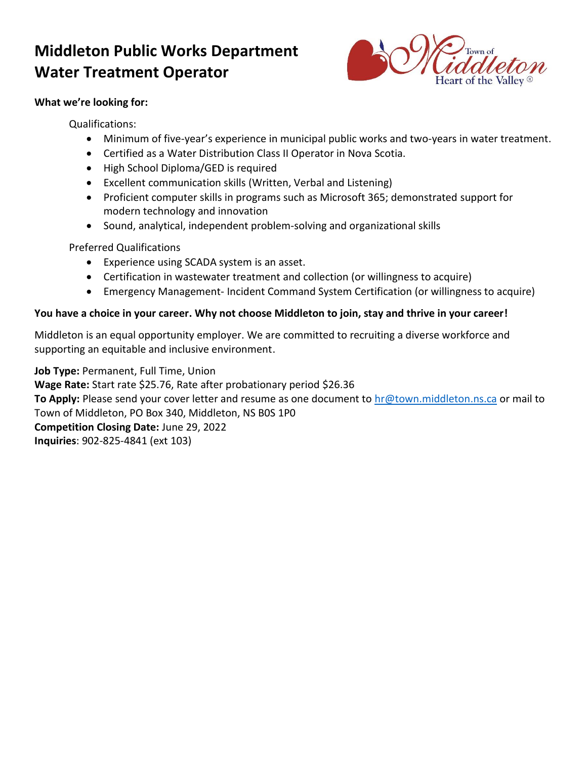# Middleton Public Works Department
# Water Treatment Operator

**What we're looking for:**

Qualifications:

- Minimum of five-year's experience in municipal public works and two-years in water treatment.
- Certified as a Water Distribution Class II Operator in Nova Scotia.
- High School Diploma/GED is required
- Excellent communication skills (Written, Verbal and Listening)
- Proficient computer skills in programs such as Microsoft 365; demonstrated support for modern technology and innovation
- Sound, analytical, independent problem-solving and organizational skills

Preferred Qualifications

- Experience using SCADA system is an asset.
- Certification in wastewater treatment and collection (or willingness to acquire)
- Emergency Management- Incident Command System Certification (or willingness to acquire)

**You have a choice in your career. Why not choose Middleton to join, stay and thrive in your career!**

Middleton is an equal opportunity employer. We are committed to recruiting a diverse workforce and supporting an equitable and inclusive environment.

**Job Type:** Permanent, Full Time, Union
**Wage Rate:** Start rate $25.76, Rate after probationary period $26.36
**To Apply:** Please send your cover letter and resume as one document to hr@town.middleton.ns.ca or mail to Town of Middleton, PO Box 340, Middleton, NS B0S 1P0
**Competition Closing Date:** June 29, 2022
**Inquiries**: 902-825-4841 (ext 103)